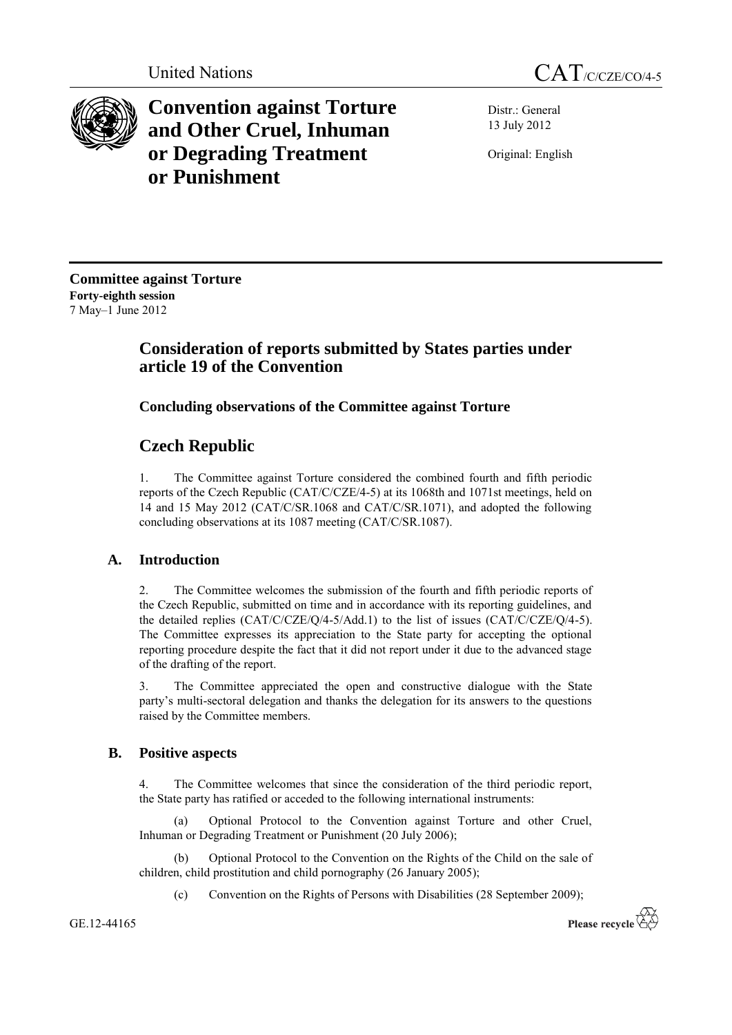United Nations

CAT/C/CZE/CO/4-5

# Convention against Torture and Other Cruel, Inhuman or Degrading Treatment or Punishment

Distr.: General
13 July 2012

Original: English

**Committee against Torture**
**Forty-eighth session**
7 May–1 June 2012

## Consideration of reports submitted by States parties under article 19 of the Convention

### Concluding observations of the Committee against Torture

## Czech Republic

1. The Committee against Torture considered the combined fourth and fifth periodic reports of the Czech Republic (CAT/C/CZE/4-5) at its 1068th and 1071st meetings, held on 14 and 15 May 2012 (CAT/C/SR.1068 and CAT/C/SR.1071), and adopted the following concluding observations at its 1087 meeting (CAT/C/SR.1087).

### A. Introduction

2. The Committee welcomes the submission of the fourth and fifth periodic reports of the Czech Republic, submitted on time and in accordance with its reporting guidelines, and the detailed replies (CAT/C/CZE/Q/4-5/Add.1) to the list of issues (CAT/C/CZE/Q/4-5). The Committee expresses its appreciation to the State party for accepting the optional reporting procedure despite the fact that it did not report under it due to the advanced stage of the drafting of the report.

3. The Committee appreciated the open and constructive dialogue with the State party's multi-sectoral delegation and thanks the delegation for its answers to the questions raised by the Committee members.

### B. Positive aspects

4. The Committee welcomes that since the consideration of the third periodic report, the State party has ratified or acceded to the following international instruments:

(a) Optional Protocol to the Convention against Torture and other Cruel, Inhuman or Degrading Treatment or Punishment (20 July 2006);

(b) Optional Protocol to the Convention on the Rights of the Child on the sale of children, child prostitution and child pornography (26 January 2005);

(c) Convention on the Rights of Persons with Disabilities (28 September 2009);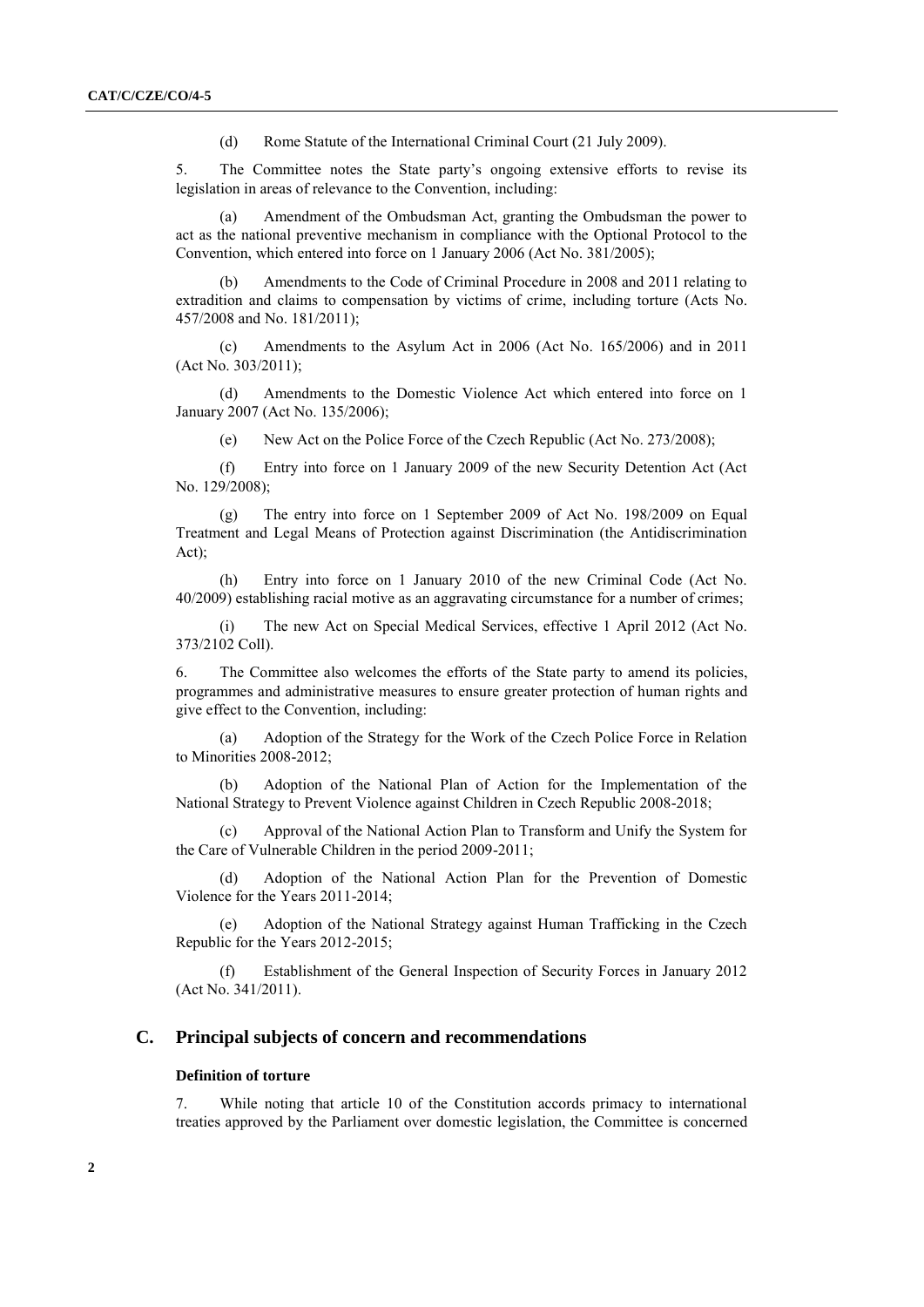(d) Rome Statute of the International Criminal Court (21 July 2009).

5. The Committee notes the State party's ongoing extensive efforts to revise its legislation in areas of relevance to the Convention, including:

(a) Amendment of the Ombudsman Act, granting the Ombudsman the power to act as the national preventive mechanism in compliance with the Optional Protocol to the Convention, which entered into force on 1 January 2006 (Act No. 381/2005);

(b) Amendments to the Code of Criminal Procedure in 2008 and 2011 relating to extradition and claims to compensation by victims of crime, including torture (Acts No. 457/2008 and No. 181/2011);

(c) Amendments to the Asylum Act in 2006 (Act No. 165/2006) and in 2011 (Act No. 303/2011);

(d) Amendments to the Domestic Violence Act which entered into force on 1 January 2007 (Act No. 135/2006);

(e) New Act on the Police Force of the Czech Republic (Act No. 273/2008);

(f) Entry into force on 1 January 2009 of the new Security Detention Act (Act No. 129/2008);

(g) The entry into force on 1 September 2009 of Act No. 198/2009 on Equal Treatment and Legal Means of Protection against Discrimination (the Antidiscrimination Act);

(h) Entry into force on 1 January 2010 of the new Criminal Code (Act No. 40/2009) establishing racial motive as an aggravating circumstance for a number of crimes;

(i) The new Act on Special Medical Services, effective 1 April 2012 (Act No. 373/2102 Coll).

6. The Committee also welcomes the efforts of the State party to amend its policies, programmes and administrative measures to ensure greater protection of human rights and give effect to the Convention, including:

(a) Adoption of the Strategy for the Work of the Czech Police Force in Relation to Minorities 2008-2012;

(b) Adoption of the National Plan of Action for the Implementation of the National Strategy to Prevent Violence against Children in Czech Republic 2008-2018;

(c) Approval of the National Action Plan to Transform and Unify the System for the Care of Vulnerable Children in the period 2009-2011;

(d) Adoption of the National Action Plan for the Prevention of Domestic Violence for the Years 2011-2014;

(e) Adoption of the National Strategy against Human Trafficking in the Czech Republic for the Years 2012-2015;

(f) Establishment of the General Inspection of Security Forces in January 2012 (Act No. 341/2011).

## C. Principal subjects of concern and recommendations

### Definition of torture

7. While noting that article 10 of the Constitution accords primacy to international treaties approved by the Parliament over domestic legislation, the Committee is concerned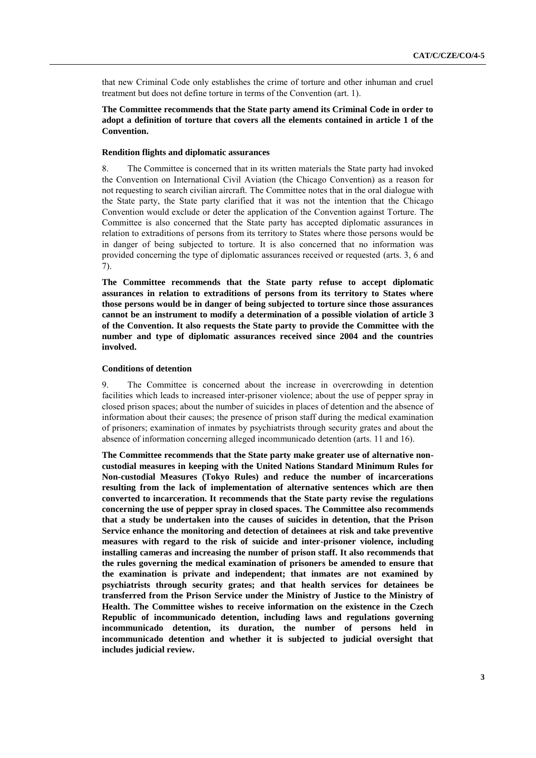that new Criminal Code only establishes the crime of torture and other inhuman and cruel treatment but does not define torture in terms of the Convention (art. 1).

**The Committee recommends that the State party amend its Criminal Code in order to adopt a definition of torture that covers all the elements contained in article 1 of the Convention.**

#### Rendition flights and diplomatic assurances

8. The Committee is concerned that in its written materials the State party had invoked the Convention on International Civil Aviation (the Chicago Convention) as a reason for not requesting to search civilian aircraft. The Committee notes that in the oral dialogue with the State party, the State party clarified that it was not the intention that the Chicago Convention would exclude or deter the application of the Convention against Torture. The Committee is also concerned that the State party has accepted diplomatic assurances in relation to extraditions of persons from its territory to States where those persons would be in danger of being subjected to torture. It is also concerned that no information was provided concerning the type of diplomatic assurances received or requested (arts. 3, 6 and 7).

**The Committee recommends that the State party refuse to accept diplomatic assurances in relation to extraditions of persons from its territory to States where those persons would be in danger of being subjected to torture since those assurances cannot be an instrument to modify a determination of a possible violation of article 3 of the Convention. It also requests the State party to provide the Committee with the number and type of diplomatic assurances received since 2004 and the countries involved.**

#### Conditions of detention

9. The Committee is concerned about the increase in overcrowding in detention facilities which leads to increased inter-prisoner violence; about the use of pepper spray in closed prison spaces; about the number of suicides in places of detention and the absence of information about their causes; the presence of prison staff during the medical examination of prisoners; examination of inmates by psychiatrists through security grates and about the absence of information concerning alleged incommunicado detention (arts. 11 and 16).

**The Committee recommends that the State party make greater use of alternative non-custodial measures in keeping with the United Nations Standard Minimum Rules for Non-custodial Measures (Tokyo Rules) and reduce the number of incarcerations resulting from the lack of implementation of alternative sentences which are then converted to incarceration. It recommends that the State party revise the regulations concerning the use of pepper spray in closed spaces. The Committee also recommends that a study be undertaken into the causes of suicides in detention, that the Prison Service enhance the monitoring and detection of detainees at risk and take preventive measures with regard to the risk of suicide and inter-prisoner violence, including installing cameras and increasing the number of prison staff. It also recommends that the rules governing the medical examination of prisoners be amended to ensure that the examination is private and independent; that inmates are not examined by psychiatrists through security grates; and that health services for detainees be transferred from the Prison Service under the Ministry of Justice to the Ministry of Health. The Committee wishes to receive information on the existence in the Czech Republic of incommunicado detention, including laws and regulations governing incommunicado detention, its duration, the number of persons held in incommunicado detention and whether it is subjected to judicial oversight that includes judicial review.**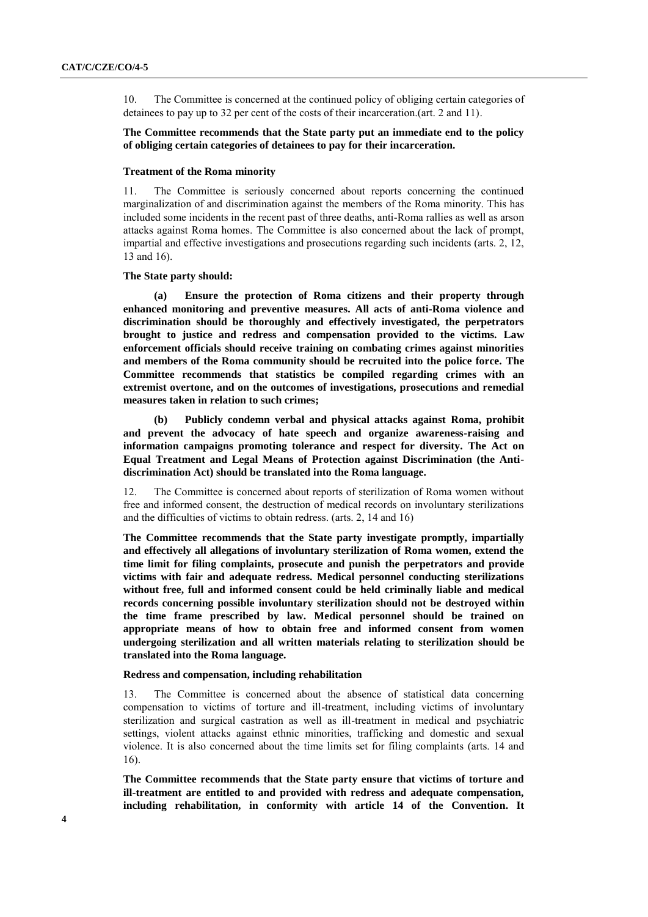10. The Committee is concerned at the continued policy of obliging certain categories of detainees to pay up to 32 per cent of the costs of their incarceration.(art. 2 and 11).

**The Committee recommends that the State party put an immediate end to the policy of obliging certain categories of detainees to pay for their incarceration.**

#### Treatment of the Roma minority

11. The Committee is seriously concerned about reports concerning the continued marginalization of and discrimination against the members of the Roma minority. This has included some incidents in the recent past of three deaths, anti-Roma rallies as well as arson attacks against Roma homes. The Committee is also concerned about the lack of prompt, impartial and effective investigations and prosecutions regarding such incidents (arts. 2, 12, 13 and 16).

**The State party should:**

**(a) Ensure the protection of Roma citizens and their property through enhanced monitoring and preventive measures. All acts of anti-Roma violence and discrimination should be thoroughly and effectively investigated, the perpetrators brought to justice and redress and compensation provided to the victims. Law enforcement officials should receive training on combating crimes against minorities and members of the Roma community should be recruited into the police force. The Committee recommends that statistics be compiled regarding crimes with an extremist overtone, and on the outcomes of investigations, prosecutions and remedial measures taken in relation to such crimes;**

**(b) Publicly condemn verbal and physical attacks against Roma, prohibit and prevent the advocacy of hate speech and organize awareness-raising and information campaigns promoting tolerance and respect for diversity. The Act on Equal Treatment and Legal Means of Protection against Discrimination (the Anti-discrimination Act) should be translated into the Roma language.**

12. The Committee is concerned about reports of sterilization of Roma women without free and informed consent, the destruction of medical records on involuntary sterilizations and the difficulties of victims to obtain redress. (arts. 2, 14 and 16)

**The Committee recommends that the State party investigate promptly, impartially and effectively all allegations of involuntary sterilization of Roma women, extend the time limit for filing complaints, prosecute and punish the perpetrators and provide victims with fair and adequate redress. Medical personnel conducting sterilizations without free, full and informed consent could be held criminally liable and medical records concerning possible involuntary sterilization should not be destroyed within the time frame prescribed by law. Medical personnel should be trained on appropriate means of how to obtain free and informed consent from women undergoing sterilization and all written materials relating to sterilization should be translated into the Roma language.**

#### Redress and compensation, including rehabilitation

13. The Committee is concerned about the absence of statistical data concerning compensation to victims of torture and ill-treatment, including victims of involuntary sterilization and surgical castration as well as ill-treatment in medical and psychiatric settings, violent attacks against ethnic minorities, trafficking and domestic and sexual violence. It is also concerned about the time limits set for filing complaints (arts. 14 and 16).

**The Committee recommends that the State party ensure that victims of torture and ill-treatment are entitled to and provided with redress and adequate compensation, including rehabilitation, in conformity with article 14 of the Convention. It**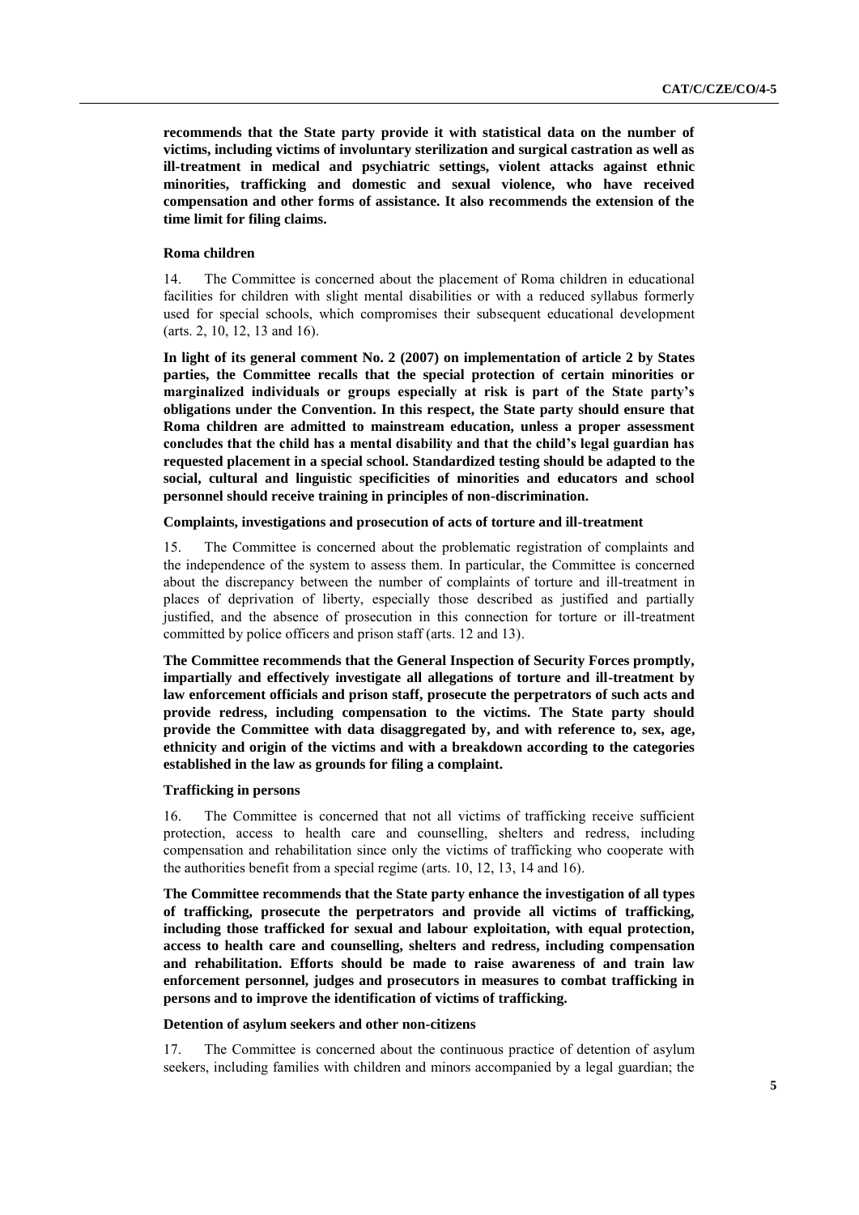**recommends that the State party provide it with statistical data on the number of victims, including victims of involuntary sterilization and surgical castration as well as ill-treatment in medical and psychiatric settings, violent attacks against ethnic minorities, trafficking and domestic and sexual violence, who have received compensation and other forms of assistance. It also recommends the extension of the time limit for filing claims.**

#### Roma children

14. The Committee is concerned about the placement of Roma children in educational facilities for children with slight mental disabilities or with a reduced syllabus formerly used for special schools, which compromises their subsequent educational development (arts. 2, 10, 12, 13 and 16).

**In light of its general comment No. 2 (2007) on implementation of article 2 by States parties, the Committee recalls that the special protection of certain minorities or marginalized individuals or groups especially at risk is part of the State party's obligations under the Convention. In this respect, the State party should ensure that Roma children are admitted to mainstream education, unless a proper assessment concludes that the child has a mental disability and that the child's legal guardian has requested placement in a special school. Standardized testing should be adapted to the social, cultural and linguistic specificities of minorities and educators and school personnel should receive training in principles of non-discrimination.**

#### Complaints, investigations and prosecution of acts of torture and ill-treatment

15. The Committee is concerned about the problematic registration of complaints and the independence of the system to assess them. In particular, the Committee is concerned about the discrepancy between the number of complaints of torture and ill-treatment in places of deprivation of liberty, especially those described as justified and partially justified, and the absence of prosecution in this connection for torture or ill-treatment committed by police officers and prison staff (arts. 12 and 13).

**The Committee recommends that the General Inspection of Security Forces promptly, impartially and effectively investigate all allegations of torture and ill-treatment by law enforcement officials and prison staff, prosecute the perpetrators of such acts and provide redress, including compensation to the victims. The State party should provide the Committee with data disaggregated by, and with reference to, sex, age, ethnicity and origin of the victims and with a breakdown according to the categories established in the law as grounds for filing a complaint.**

#### Trafficking in persons

16. The Committee is concerned that not all victims of trafficking receive sufficient protection, access to health care and counselling, shelters and redress, including compensation and rehabilitation since only the victims of trafficking who cooperate with the authorities benefit from a special regime (arts. 10, 12, 13, 14 and 16).

**The Committee recommends that the State party enhance the investigation of all types of trafficking, prosecute the perpetrators and provide all victims of trafficking, including those trafficked for sexual and labour exploitation, with equal protection, access to health care and counselling, shelters and redress, including compensation and rehabilitation. Efforts should be made to raise awareness of and train law enforcement personnel, judges and prosecutors in measures to combat trafficking in persons and to improve the identification of victims of trafficking.**

#### Detention of asylum seekers and other non-citizens

17. The Committee is concerned about the continuous practice of detention of asylum seekers, including families with children and minors accompanied by a legal guardian; the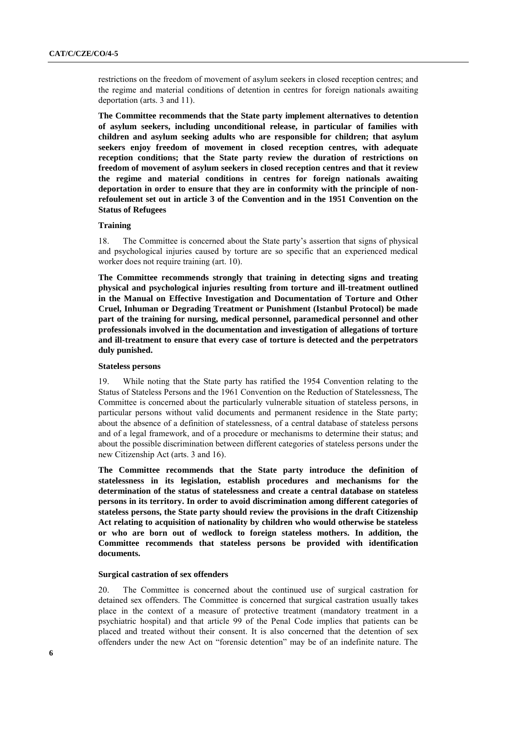restrictions on the freedom of movement of asylum seekers in closed reception centres; and the regime and material conditions of detention in centres for foreign nationals awaiting deportation (arts. 3 and 11).

**The Committee recommends that the State party implement alternatives to detention of asylum seekers, including unconditional release, in particular of families with children and asylum seeking adults who are responsible for children; that asylum seekers enjoy freedom of movement in closed reception centres, with adequate reception conditions; that the State party review the duration of restrictions on freedom of movement of asylum seekers in closed reception centres and that it review the regime and material conditions in centres for foreign nationals awaiting deportation in order to ensure that they are in conformity with the principle of non-refoulement set out in article 3 of the Convention and in the 1951 Convention on the Status of Refugees**

**Training**

18. The Committee is concerned about the State party's assertion that signs of physical and psychological injuries caused by torture are so specific that an experienced medical worker does not require training (art. 10).

**The Committee recommends strongly that training in detecting signs and treating physical and psychological injuries resulting from torture and ill-treatment outlined in the Manual on Effective Investigation and Documentation of Torture and Other Cruel, Inhuman or Degrading Treatment or Punishment (Istanbul Protocol) be made part of the training for nursing, medical personnel, paramedical personnel and other professionals involved in the documentation and investigation of allegations of torture and ill-treatment to ensure that every case of torture is detected and the perpetrators duly punished.**

**Stateless persons**

19. While noting that the State party has ratified the 1954 Convention relating to the Status of Stateless Persons and the 1961 Convention on the Reduction of Statelessness, The Committee is concerned about the particularly vulnerable situation of stateless persons, in particular persons without valid documents and permanent residence in the State party; about the absence of a definition of statelessness, of a central database of stateless persons and of a legal framework, and of a procedure or mechanisms to determine their status; and about the possible discrimination between different categories of stateless persons under the new Citizenship Act (arts. 3 and 16).

**The Committee recommends that the State party introduce the definition of statelessness in its legislation, establish procedures and mechanisms for the determination of the status of statelessness and create a central database on stateless persons in its territory. In order to avoid discrimination among different categories of stateless persons, the State party should review the provisions in the draft Citizenship Act relating to acquisition of nationality by children who would otherwise be stateless or who are born out of wedlock to foreign stateless mothers. In addition, the Committee recommends that stateless persons be provided with identification documents.**

**Surgical castration of sex offenders**

20. The Committee is concerned about the continued use of surgical castration for detained sex offenders. The Committee is concerned that surgical castration usually takes place in the context of a measure of protective treatment (mandatory treatment in a psychiatric hospital) and that article 99 of the Penal Code implies that patients can be placed and treated without their consent. It is also concerned that the detention of sex offenders under the new Act on "forensic detention" may be of an indefinite nature. The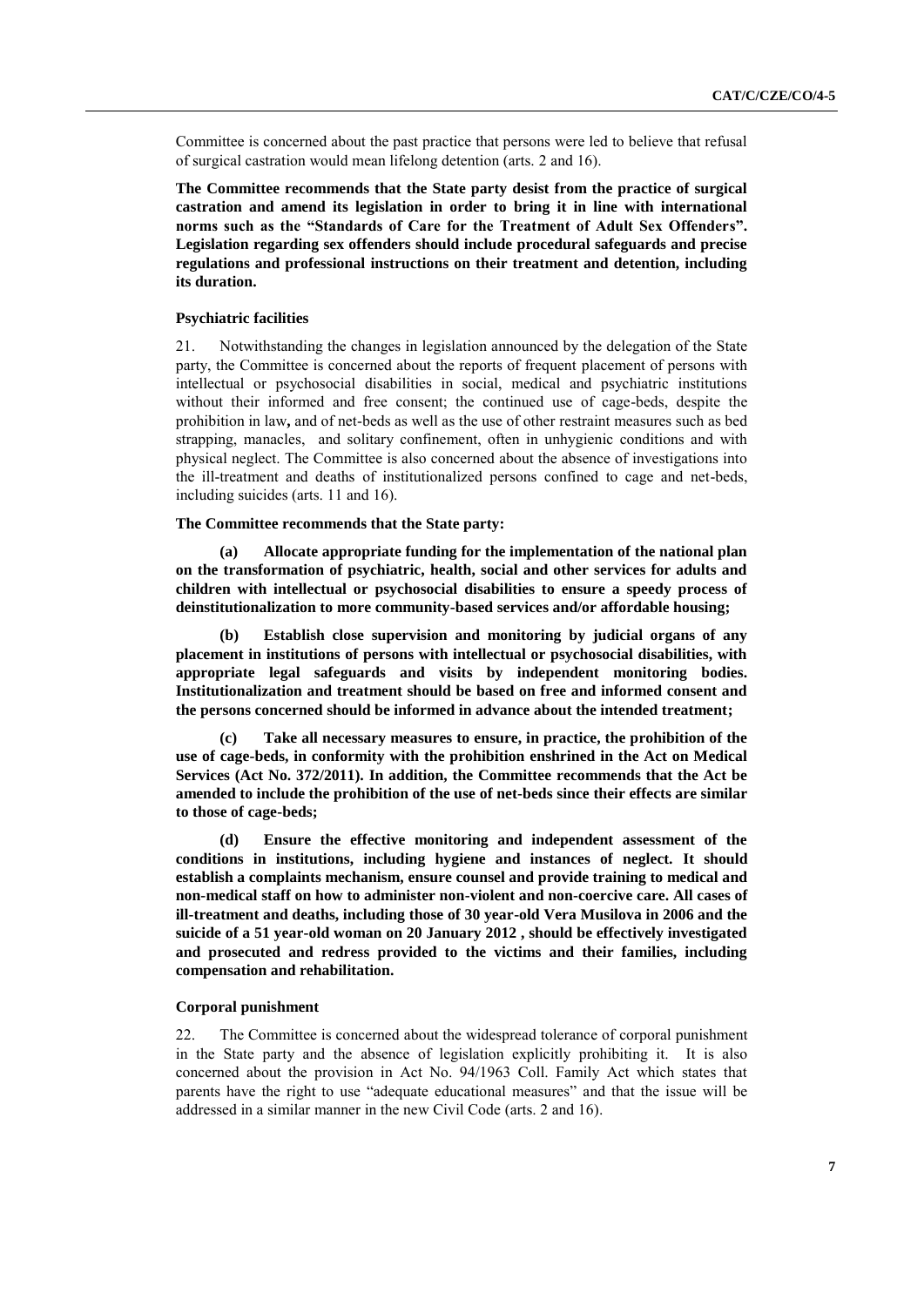Committee is concerned about the past practice that persons were led to believe that refusal of surgical castration would mean lifelong detention (arts. 2 and 16).

**The Committee recommends that the State party desist from the practice of surgical castration and amend its legislation in order to bring it in line with international norms such as the "Standards of Care for the Treatment of Adult Sex Offenders". Legislation regarding sex offenders should include procedural safeguards and precise regulations and professional instructions on their treatment and detention, including its duration.**

#### Psychiatric facilities

21. Notwithstanding the changes in legislation announced by the delegation of the State party, the Committee is concerned about the reports of frequent placement of persons with intellectual or psychosocial disabilities in social, medical and psychiatric institutions without their informed and free consent; the continued use of cage-beds, despite the prohibition in law**,** and of net-beds as well as the use of other restraint measures such as bed strapping, manacles, and solitary confinement, often in unhygienic conditions and with physical neglect. The Committee is also concerned about the absence of investigations into the ill-treatment and deaths of institutionalized persons confined to cage and net-beds, including suicides (arts. 11 and 16).

**The Committee recommends that the State party:**

**(a) Allocate appropriate funding for the implementation of the national plan on the transformation of psychiatric, health, social and other services for adults and children with intellectual or psychosocial disabilities to ensure a speedy process of deinstitutionalization to more community-based services and/or affordable housing;**

**(b) Establish close supervision and monitoring by judicial organs of any placement in institutions of persons with intellectual or psychosocial disabilities, with appropriate legal safeguards and visits by independent monitoring bodies. Institutionalization and treatment should be based on free and informed consent and the persons concerned should be informed in advance about the intended treatment;**

**(c) Take all necessary measures to ensure, in practice, the prohibition of the use of cage-beds, in conformity with the prohibition enshrined in the Act on Medical Services (Act No. 372/2011). In addition, the Committee recommends that the Act be amended to include the prohibition of the use of net-beds since their effects are similar to those of cage-beds;**

**(d) Ensure the effective monitoring and independent assessment of the conditions in institutions, including hygiene and instances of neglect. It should establish a complaints mechanism, ensure counsel and provide training to medical and non-medical staff on how to administer non-violent and non-coercive care. All cases of ill-treatment and deaths, including those of 30 year-old Vera Musilova in 2006 and the suicide of a 51 year-old woman on 20 January 2012 , should be effectively investigated and prosecuted and redress provided to the victims and their families, including compensation and rehabilitation.**

#### Corporal punishment

22. The Committee is concerned about the widespread tolerance of corporal punishment in the State party and the absence of legislation explicitly prohibiting it. It is also concerned about the provision in Act No. 94/1963 Coll. Family Act which states that parents have the right to use "adequate educational measures" and that the issue will be addressed in a similar manner in the new Civil Code (arts. 2 and 16).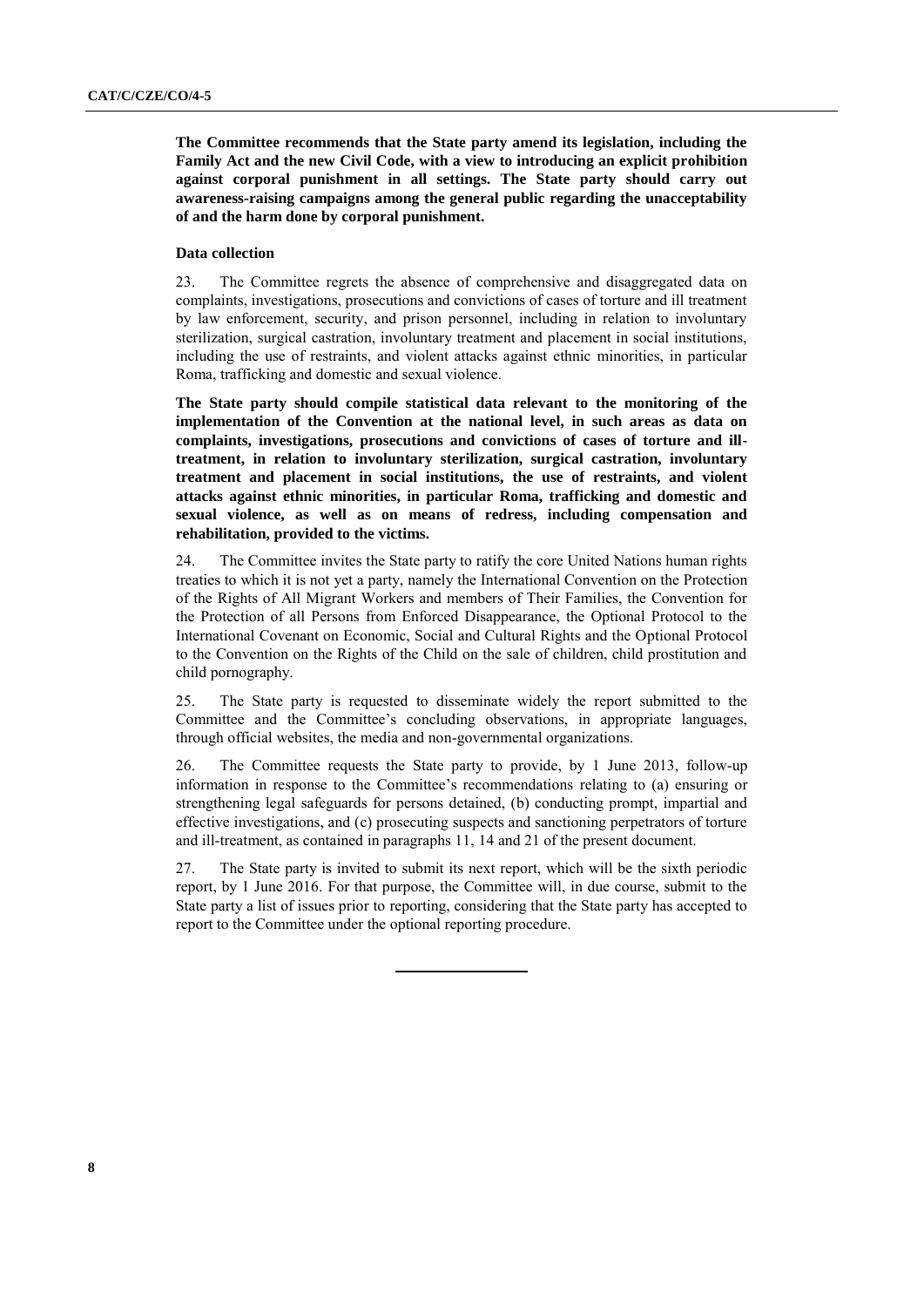**The Committee recommends that the State party amend its legislation, including the Family Act and the new Civil Code, with a view to introducing an explicit prohibition against corporal punishment in all settings. The State party should carry out awareness-raising campaigns among the general public regarding the unacceptability of and the harm done by corporal punishment.**

### Data collection

23. The Committee regrets the absence of comprehensive and disaggregated data on complaints, investigations, prosecutions and convictions of cases of torture and ill treatment by law enforcement, security, and prison personnel, including in relation to involuntary sterilization, surgical castration, involuntary treatment and placement in social institutions, including the use of restraints, and violent attacks against ethnic minorities, in particular Roma, trafficking and domestic and sexual violence.

**The State party should compile statistical data relevant to the monitoring of the implementation of the Convention at the national level, in such areas as data on complaints, investigations, prosecutions and convictions of cases of torture and ill-treatment, in relation to involuntary sterilization, surgical castration, involuntary treatment and placement in social institutions, the use of restraints, and violent attacks against ethnic minorities, in particular Roma, trafficking and domestic and sexual violence, as well as on means of redress, including compensation and rehabilitation, provided to the victims.**

24. The Committee invites the State party to ratify the core United Nations human rights treaties to which it is not yet a party, namely the International Convention on the Protection of the Rights of All Migrant Workers and members of Their Families, the Convention for the Protection of all Persons from Enforced Disappearance, the Optional Protocol to the International Covenant on Economic, Social and Cultural Rights and the Optional Protocol to the Convention on the Rights of the Child on the sale of children, child prostitution and child pornography.

25. The State party is requested to disseminate widely the report submitted to the Committee and the Committee's concluding observations, in appropriate languages, through official websites, the media and non-governmental organizations.

26. The Committee requests the State party to provide, by 1 June 2013, follow-up information in response to the Committee's recommendations relating to (a) ensuring or strengthening legal safeguards for persons detained, (b) conducting prompt, impartial and effective investigations, and (c) prosecuting suspects and sanctioning perpetrators of torture and ill-treatment, as contained in paragraphs 11, 14 and 21 of the present document.

27. The State party is invited to submit its next report, which will be the sixth periodic report, by 1 June 2016. For that purpose, the Committee will, in due course, submit to the State party a list of issues prior to reporting, considering that the State party has accepted to report to the Committee under the optional reporting procedure.